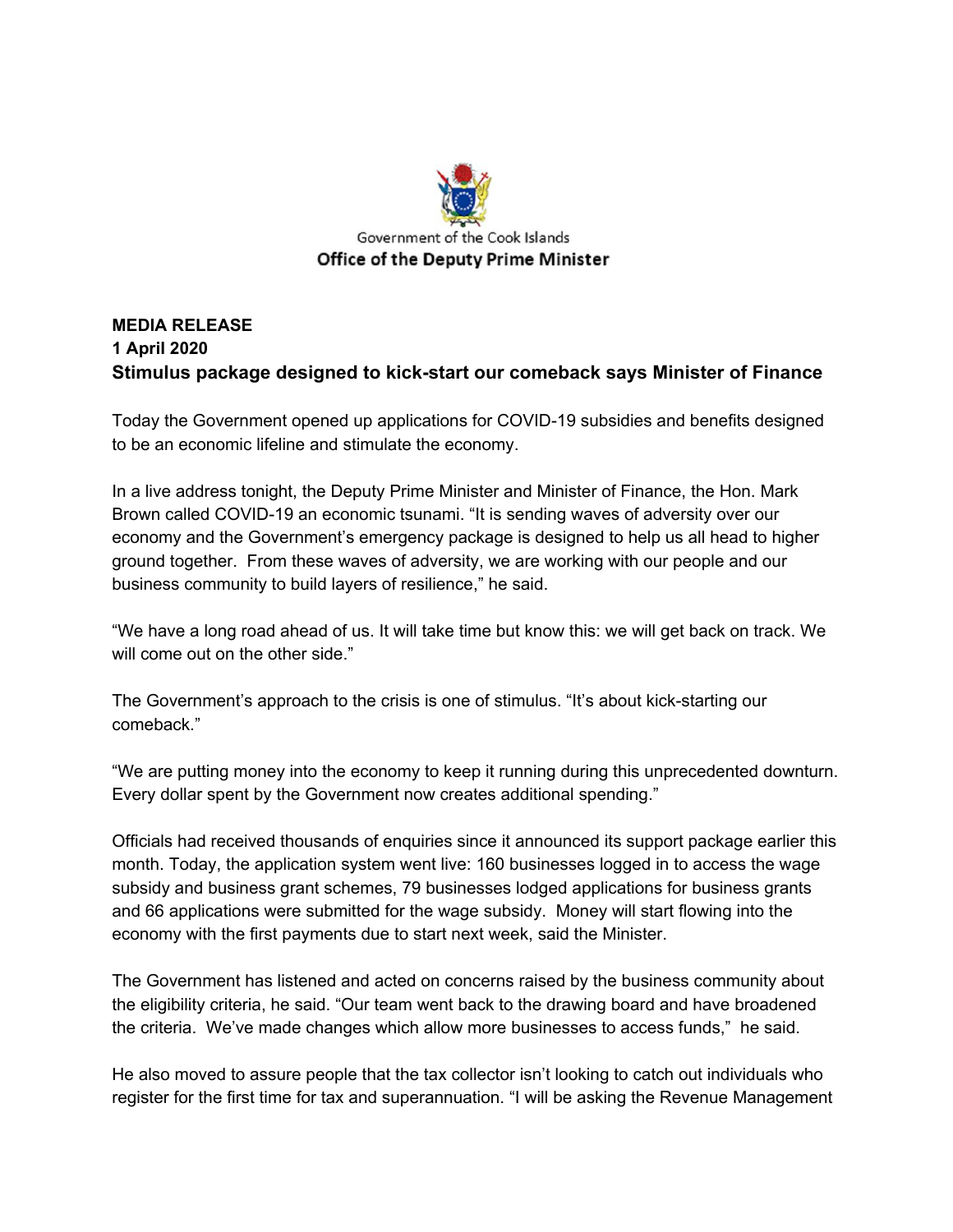Government of the Cook Islands

**Office of the Deputy Prime Minister**

**MEDIA RELEASE**
**1 April 2020**

## Stimulus package designed to kick-start our comeback says Minister of Finance

Today the Government opened up applications for COVID-19 subsidies and benefits designed to be an economic lifeline and stimulate the economy.

In a live address tonight, the Deputy Prime Minister and Minister of Finance, the Hon. Mark Brown called COVID-19 an economic tsunami. "It is sending waves of adversity over our economy and the Government's emergency package is designed to help us all head to higher ground together. From these waves of adversity, we are working with our people and our business community to build layers of resilience," he said.

"We have a long road ahead of us. It will take time but know this: we will get back on track. We will come out on the other side."

The Government's approach to the crisis is one of stimulus. "It's about kick-starting our comeback."

"We are putting money into the economy to keep it running during this unprecedented downturn. Every dollar spent by the Government now creates additional spending."

Officials had received thousands of enquiries since it announced its support package earlier this month. Today, the application system went live: 160 businesses logged in to access the wage subsidy and business grant schemes, 79 businesses lodged applications for business grants and 66 applications were submitted for the wage subsidy. Money will start flowing into the economy with the first payments due to start next week, said the Minister.

The Government has listened and acted on concerns raised by the business community about the eligibility criteria, he said. "Our team went back to the drawing board and have broadened the criteria. We've made changes which allow more businesses to access funds," he said.

He also moved to assure people that the tax collector isn't looking to catch out individuals who register for the first time for tax and superannuation. "I will be asking the Revenue Management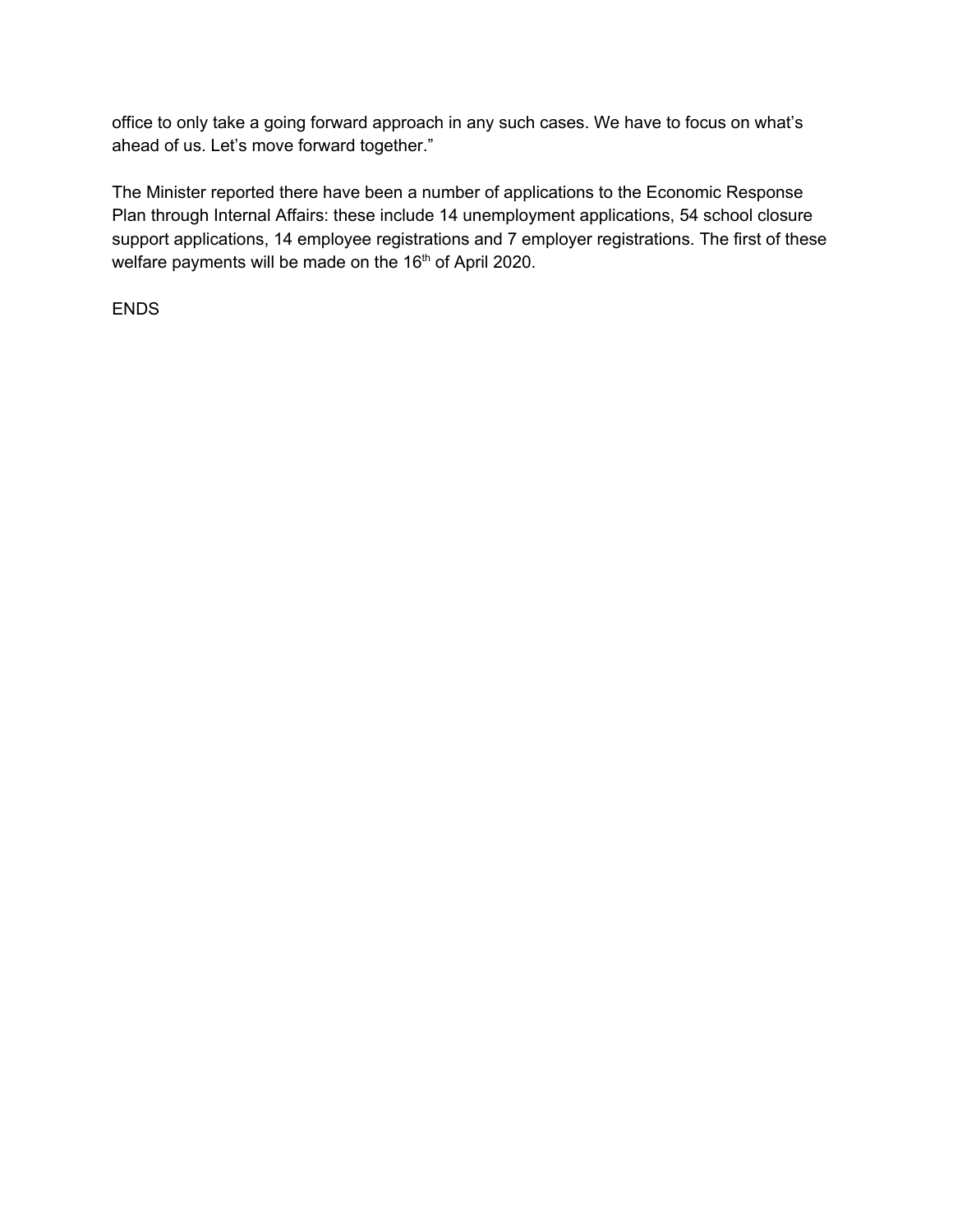office to only take a going forward approach in any such cases. We have to focus on what's ahead of us. Let's move forward together."

The Minister reported there have been a number of applications to the Economic Response Plan through Internal Affairs: these include 14 unemployment applications, 54 school closure support applications, 14 employee registrations and 7 employer registrations. The first of these welfare payments will be made on the 16th of April 2020.

ENDS